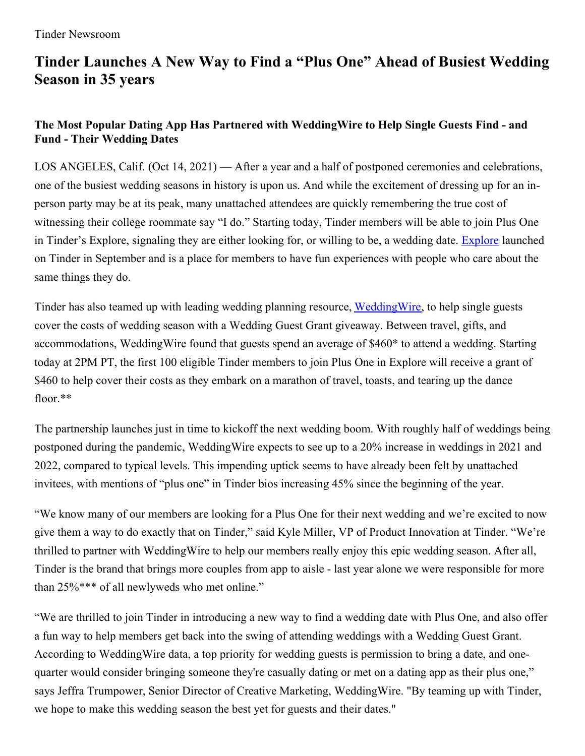Tinder Newsroom

# Tinder Launches A New Way to Find a "Plus One" Ahead of Busiest Wedding Season in 35 years

### The Most Popular Dating App Has Partnered with WeddingWire to Help Single Guests Find - and Fund - Their Wedding Dates

LOS ANGELES, Calif. (Oct 14, 2021) — After a year and a half of postponed ceremonies and celebrations, one of the busiest wedding seasons in history is upon us. And while the excitement of dressing up for an in-person party may be at its peak, many unattached attendees are quickly remembering the true cost of witnessing their college roommate say "I do." Starting today, Tinder members will be able to join Plus One in Tinder's Explore, signaling they are either looking for, or willing to be, a wedding date. Explore launched on Tinder in September and is a place for members to have fun experiences with people who care about the same things they do.

Tinder has also teamed up with leading wedding planning resource, WeddingWire, to help single guests cover the costs of wedding season with a Wedding Guest Grant giveaway. Between travel, gifts, and accommodations, WeddingWire found that guests spend an average of $460* to attend a wedding. Starting today at 2PM PT, the first 100 eligible Tinder members to join Plus One in Explore will receive a grant of $460 to help cover their costs as they embark on a marathon of travel, toasts, and tearing up the dance floor.**

The partnership launches just in time to kickoff the next wedding boom. With roughly half of weddings being postponed during the pandemic, WeddingWire expects to see up to a 20% increase in weddings in 2021 and 2022, compared to typical levels. This impending uptick seems to have already been felt by unattached invitees, with mentions of "plus one" in Tinder bios increasing 45% since the beginning of the year.

"We know many of our members are looking for a Plus One for their next wedding and we're excited to now give them a way to do exactly that on Tinder," said Kyle Miller, VP of Product Innovation at Tinder. "We're thrilled to partner with WeddingWire to help our members really enjoy this epic wedding season. After all, Tinder is the brand that brings more couples from app to aisle - last year alone we were responsible for more than 25%*** of all newlyweds who met online."

"We are thrilled to join Tinder in introducing a new way to find a wedding date with Plus One, and also offer a fun way to help members get back into the swing of attending weddings with a Wedding Guest Grant. According to WeddingWire data, a top priority for wedding guests is permission to bring a date, and one-quarter would consider bringing someone they're casually dating or met on a dating app as their plus one," says Jeffra Trumpower, Senior Director of Creative Marketing, WeddingWire. "By teaming up with Tinder, we hope to make this wedding season the best yet for guests and their dates."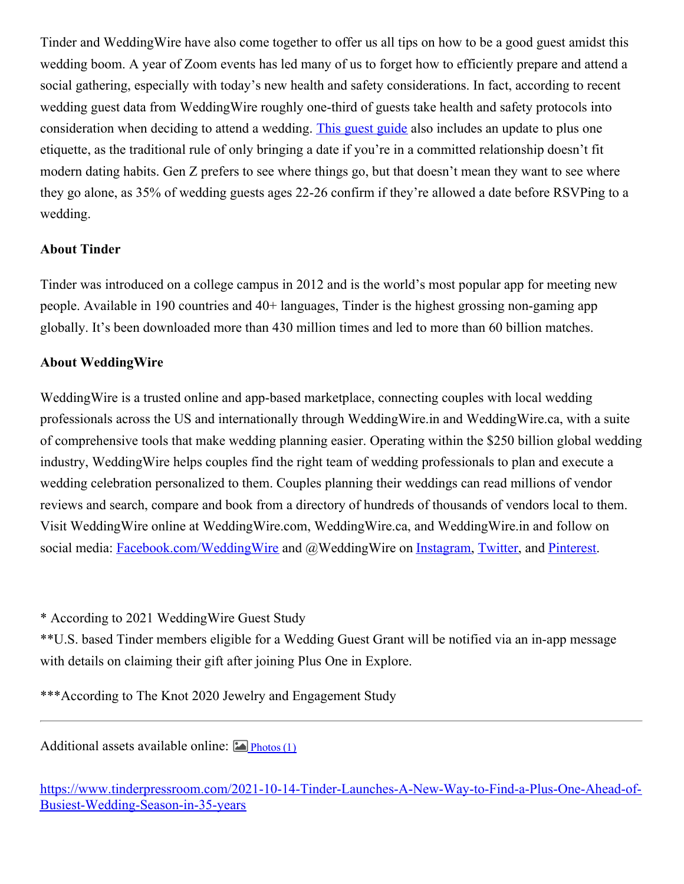Tinder and WeddingWire have also come together to offer us all tips on how to be a good guest amidst this wedding boom. A year of Zoom events has led many of us to forget how to efficiently prepare and attend a social gathering, especially with today's new health and safety considerations. In fact, according to recent wedding guest data from WeddingWire roughly one-third of guests take health and safety protocols into consideration when deciding to attend a wedding. [This guest guide]() also includes an update to plus one etiquette, as the traditional rule of only bringing a date if you're in a committed relationship doesn't fit modern dating habits. Gen Z prefers to see where things go, but that doesn't mean they want to see where they go alone, as 35% of wedding guests ages 22-26 confirm if they're allowed a date before RSVPing to a wedding.

**About Tinder**

Tinder was introduced on a college campus in 2012 and is the world's most popular app for meeting new people. Available in 190 countries and 40+ languages, Tinder is the highest grossing non-gaming app globally. It's been downloaded more than 430 million times and led to more than 60 billion matches.

**About WeddingWire**

WeddingWire is a trusted online and app-based marketplace, connecting couples with local wedding professionals across the US and internationally through WeddingWire.in and WeddingWire.ca, with a suite of comprehensive tools that make wedding planning easier. Operating within the $250 billion global wedding industry, WeddingWire helps couples find the right team of wedding professionals to plan and execute a wedding celebration personalized to them. Couples planning their weddings can read millions of vendor reviews and search, compare and book from a directory of hundreds of thousands of vendors local to them. Visit WeddingWire online at WeddingWire.com, WeddingWire.ca, and WeddingWire.in and follow on social media: Facebook.com/WeddingWire and @WeddingWire on Instagram, Twitter, and Pinterest.

* According to 2021 WeddingWire Guest Study
**U.S. based Tinder members eligible for a Wedding Guest Grant will be notified via an in-app message with details on claiming their gift after joining Plus One in Explore.

***According to The Knot 2020 Jewelry and Engagement Study

---

Additional assets available online: Photos (1)

https://www.tinderpressroom.com/2021-10-14-Tinder-Launches-A-New-Way-to-Find-a-Plus-One-Ahead-of-Busiest-Wedding-Season-in-35-years